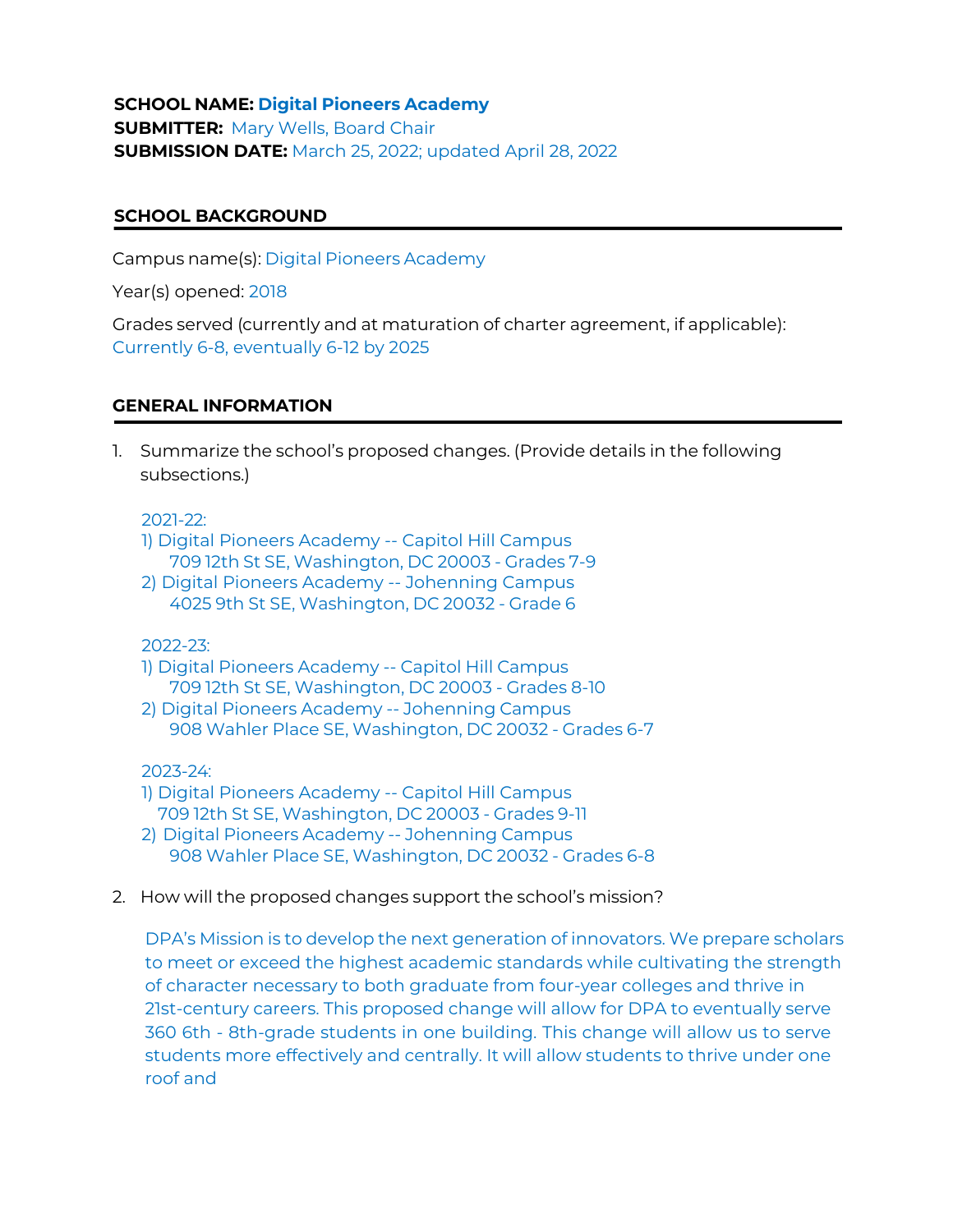**SCHOOL NAME:** Digital Pioneers Academy
**SUBMITTER:** Mary Wells, Board Chair
**SUBMISSION DATE:** March 25, 2022; updated April 28, 2022

## SCHOOL BACKGROUND

Campus name(s): Digital Pioneers Academy

Year(s) opened: 2018

Grades served (currently and at maturation of charter agreement, if applicable): Currently 6-8, eventually 6-12 by 2025

## GENERAL INFORMATION

1. Summarize the school's proposed changes. (Provide details in the following subsections.)

   2021-22:
   1) Digital Pioneers Academy -- Capitol Hill Campus
      709 12th St SE, Washington, DC 20003 - Grades 7-9
   2) Digital Pioneers Academy -- Johenning Campus
      4025 9th St SE, Washington, DC 20032 - Grade 6

   2022-23:
   1) Digital Pioneers Academy -- Capitol Hill Campus
      709 12th St SE, Washington, DC 20003 - Grades 8-10
   2) Digital Pioneers Academy -- Johenning Campus
      908 Wahler Place SE, Washington, DC 20032 - Grades 6-7

   2023-24:
   1) Digital Pioneers Academy -- Capitol Hill Campus
      709 12th St SE, Washington, DC 20003 - Grades 9-11
   2) Digital Pioneers Academy -- Johenning Campus
      908 Wahler Place SE, Washington, DC 20032 - Grades 6-8

2. How will the proposed changes support the school's mission?

   DPA's Mission is to develop the next generation of innovators. We prepare scholars to meet or exceed the highest academic standards while cultivating the strength of character necessary to both graduate from four-year colleges and thrive in 21st-century careers. This proposed change will allow for DPA to eventually serve 360 6th - 8th-grade students in one building. This change will allow us to serve students more effectively and centrally. It will allow students to thrive under one roof and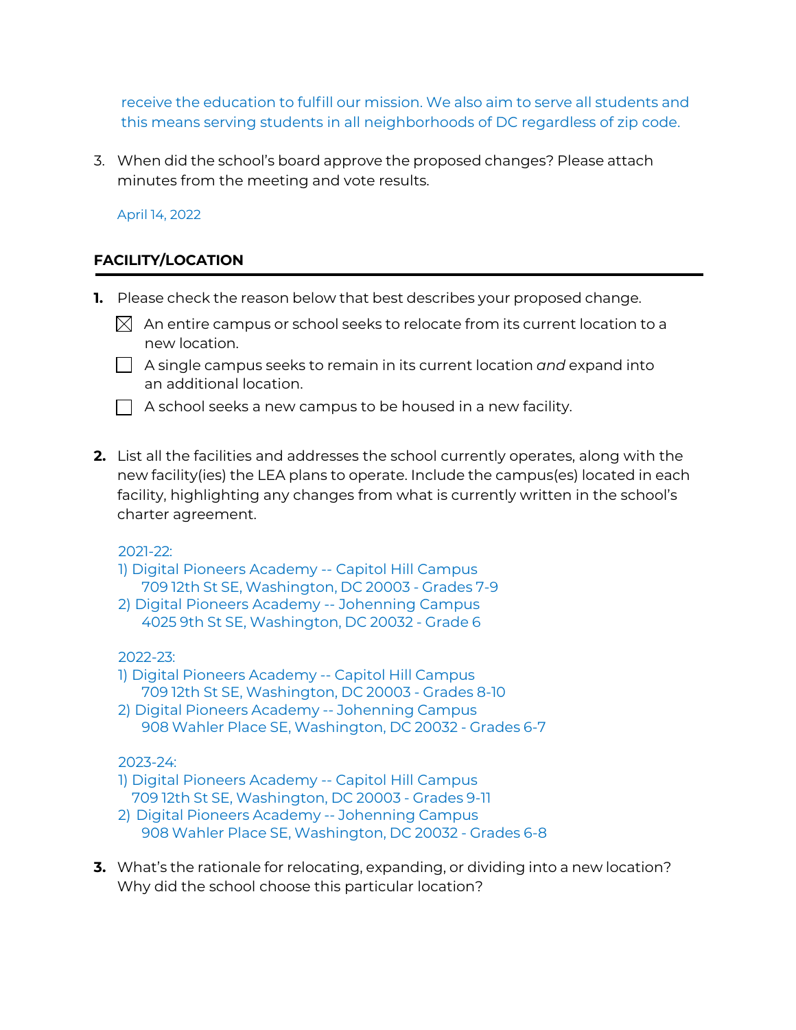receive the education to fulfill our mission. We also aim to serve all students and this means serving students in all neighborhoods of DC regardless of zip code.

3. When did the school's board approve the proposed changes? Please attach minutes from the meeting and vote results.

   April 14, 2022

## FACILITY/LOCATION

**1.** Please check the reason below that best describes your proposed change.

- [x] An entire campus or school seeks to relocate from its current location to a new location.
- [ ] A single campus seeks to remain in its current location *and* expand into an additional location.
- [ ] A school seeks a new campus to be housed in a new facility.

**2.** List all the facilities and addresses the school currently operates, along with the new facility(ies) the LEA plans to operate. Include the campus(es) located in each facility, highlighting any changes from what is currently written in the school's charter agreement.

   2021-22:
   1) Digital Pioneers Academy -- Capitol Hill Campus
      709 12th St SE, Washington, DC 20003 - Grades 7-9
   2) Digital Pioneers Academy -- Johenning Campus
      4025 9th St SE, Washington, DC 20032 - Grade 6

   2022-23:
   1) Digital Pioneers Academy -- Capitol Hill Campus
      709 12th St SE, Washington, DC 20003 - Grades 8-10
   2) Digital Pioneers Academy -- Johenning Campus
      908 Wahler Place SE, Washington, DC 20032 - Grades 6-7

   2023-24:
   1) Digital Pioneers Academy -- Capitol Hill Campus
      709 12th St SE, Washington, DC 20003 - Grades 9-11
   2) Digital Pioneers Academy -- Johenning Campus
      908 Wahler Place SE, Washington, DC 20032 - Grades 6-8

**3.** What's the rationale for relocating, expanding, or dividing into a new location? Why did the school choose this particular location?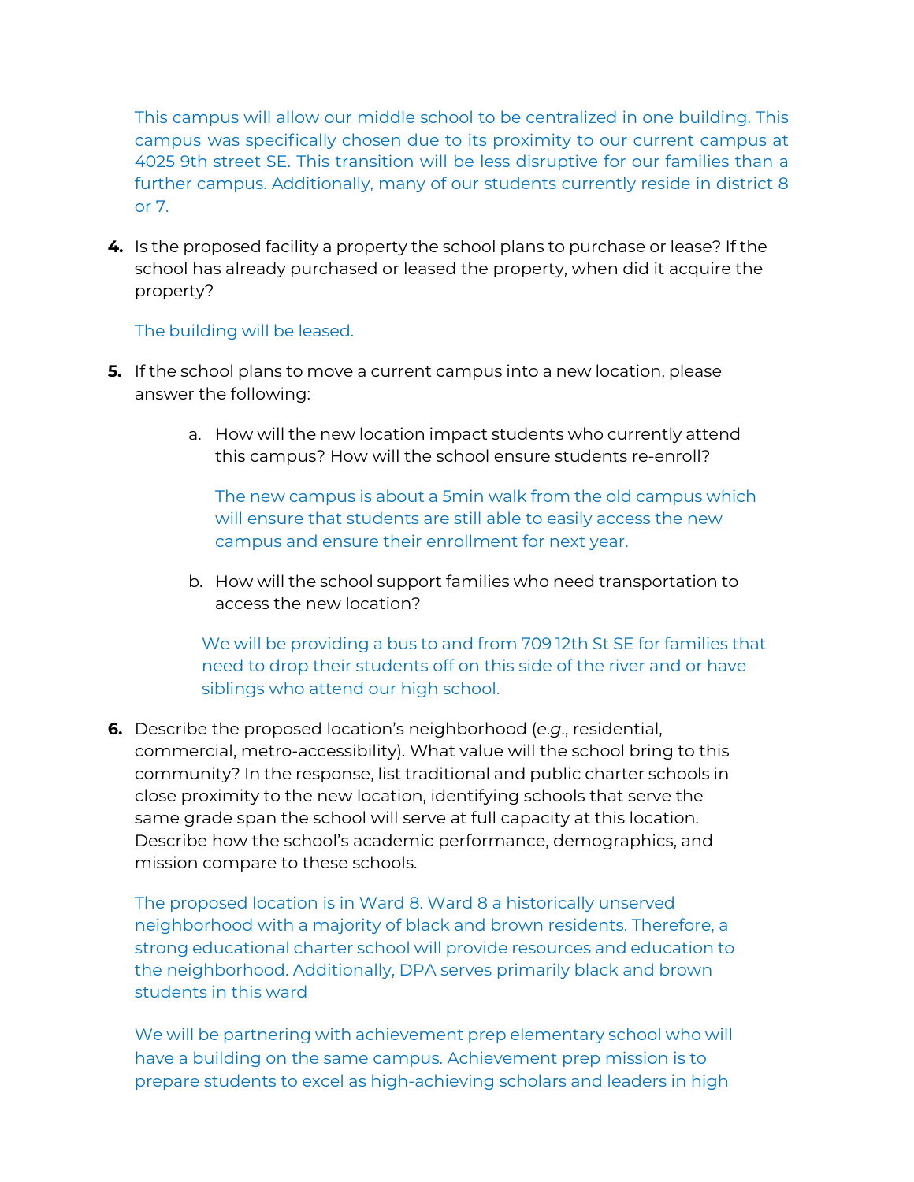This campus will allow our middle school to be centralized in one building. This campus was specifically chosen due to its proximity to our current campus at 4025 9th street SE. This transition will be less disruptive for our families than a further campus. Additionally, many of our students currently reside in district 8 or 7.

4. Is the proposed facility a property the school plans to purchase or lease? If the school has already purchased or leased the property, when did it acquire the property?

   The building will be leased.

5. If the school plans to move a current campus into a new location, please answer the following:

   a. How will the new location impact students who currently attend this campus? How will the school ensure students re-enroll?

      The new campus is about a 5min walk from the old campus which will ensure that students are still able to easily access the new campus and ensure their enrollment for next year.

   b. How will the school support families who need transportation to access the new location?

      We will be providing a bus to and from 709 12th St SE for families that need to drop their students off on this side of the river and or have siblings who attend our high school.

6. Describe the proposed location's neighborhood (*e.g.*, residential, commercial, metro-accessibility). What value will the school bring to this community? In the response, list traditional and public charter schools in close proximity to the new location, identifying schools that serve the same grade span the school will serve at full capacity at this location. Describe how the school's academic performance, demographics, and mission compare to these schools.

   The proposed location is in Ward 8. Ward 8 a historically unserved neighborhood with a majority of black and brown residents. Therefore, a strong educational charter school will provide resources and education to the neighborhood. Additionally, DPA serves primarily black and brown students in this ward

   We will be partnering with achievement prep elementary school who will have a building on the same campus. Achievement prep mission is to prepare students to excel as high-achieving scholars and leaders in high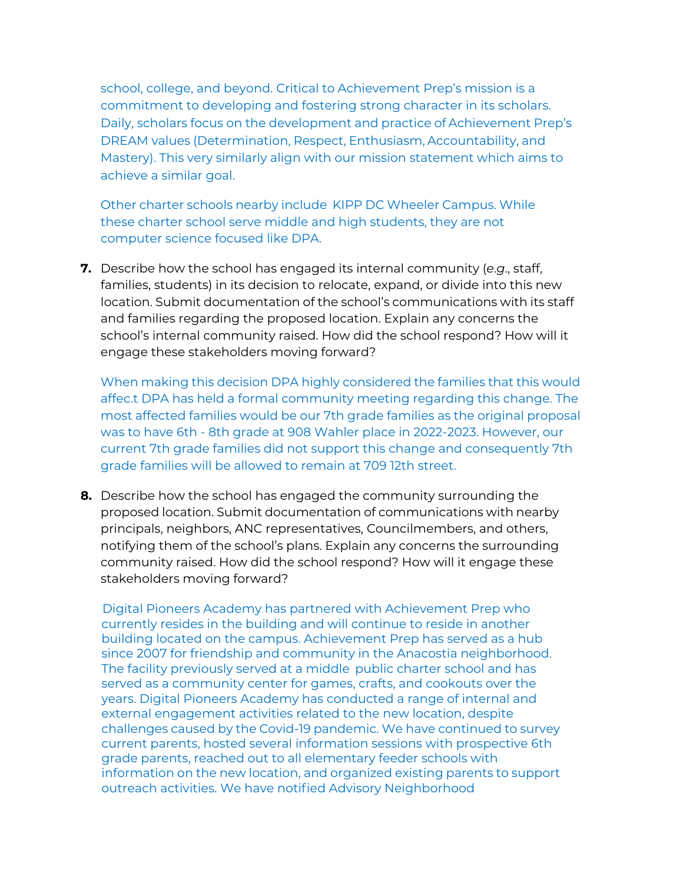school, college, and beyond. Critical to Achievement Prep's mission is a commitment to developing and fostering strong character in its scholars. Daily, scholars focus on the development and practice of Achievement Prep's DREAM values (Determination, Respect, Enthusiasm, Accountability, and Mastery). This very similarly align with our mission statement which aims to achieve a similar goal.

Other charter schools nearby include  KIPP DC Wheeler Campus. While these charter school serve middle and high students, they are not computer science focused like DPA.

**7.** Describe how the school has engaged its internal community (*e.g.*, staff, families, students) in its decision to relocate, expand, or divide into this new location. Submit documentation of the school's communications with its staff and families regarding the proposed location. Explain any concerns the school's internal community raised. How did the school respond? How will it engage these stakeholders moving forward?

When making this decision DPA highly considered the families that this would affec.t DPA has held a formal community meeting regarding this change. The most affected families would be our 7th grade families as the original proposal was to have 6th - 8th grade at 908 Wahler place in 2022-2023. However, our current 7th grade families did not support this change and consequently 7th grade families will be allowed to remain at 709 12th street.

**8.** Describe how the school has engaged the community surrounding the proposed location. Submit documentation of communications with nearby principals, neighbors, ANC representatives, Councilmembers, and others, notifying them of the school's plans. Explain any concerns the surrounding community raised. How did the school respond? How will it engage these stakeholders moving forward?

Digital Pioneers Academy has partnered with Achievement Prep who currently resides in the building and will continue to reside in another building located on the campus. Achievement Prep has served as a hub since 2007 for friendship and community in the Anacostia neighborhood. The facility previously served at a middle  public charter school and has served as a community center for games, crafts, and cookouts over the years. Digital Pioneers Academy has conducted a range of internal and external engagement activities related to the new location, despite challenges caused by the Covid-19 pandemic. We have continued to survey current parents, hosted several information sessions with prospective 6th grade parents, reached out to all elementary feeder schools with information on the new location, and organized existing parents to support outreach activities. We have notified Advisory Neighborhood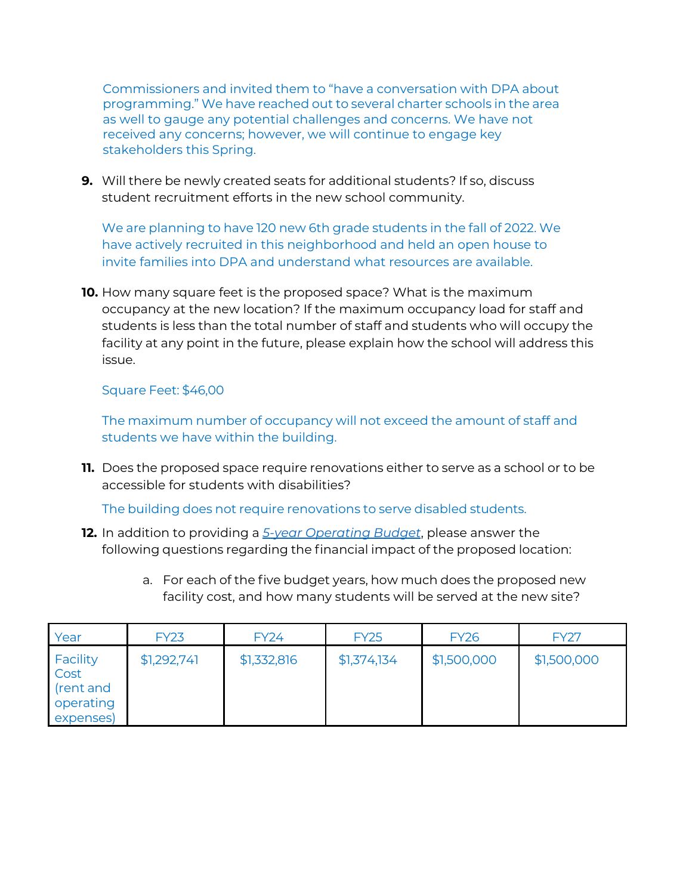Commissioners and invited them to "have a conversation with DPA about programming." We have reached out to several charter schools in the area as well to gauge any potential challenges and concerns. We have not received any concerns; however, we will continue to engage key stakeholders this Spring.

9. Will there be newly created seats for additional students? If so, discuss student recruitment efforts in the new school community.

   We are planning to have 120 new 6th grade students in the fall of 2022. We have actively recruited in this neighborhood and held an open house to invite families into DPA and understand what resources are available.

10. How many square feet is the proposed space? What is the maximum occupancy at the new location? If the maximum occupancy load for staff and students is less than the total number of staff and students who will occupy the facility at any point in the future, please explain how the school will address this issue.

    Square Feet: $46,00

    The maximum number of occupancy will not exceed the amount of staff and students we have within the building.

11. Does the proposed space require renovations either to serve as a school or to be accessible for students with disabilities?

    The building does not require renovations to serve disabled students.

12. In addition to providing a *5-year Operating Budget*, please answer the following questions regarding the financial impact of the proposed location:

    a. For each of the five budget years, how much does the proposed new facility cost, and how many students will be served at the new site?

| Year | FY23 | FY24 | FY25 | FY26 | FY27 |
|---|---|---|---|---|---|
| Facility Cost (rent and operating expenses) | $1,292,741 | $1,332,816 | $1,374,134 | $1,500,000 | $1,500,000 |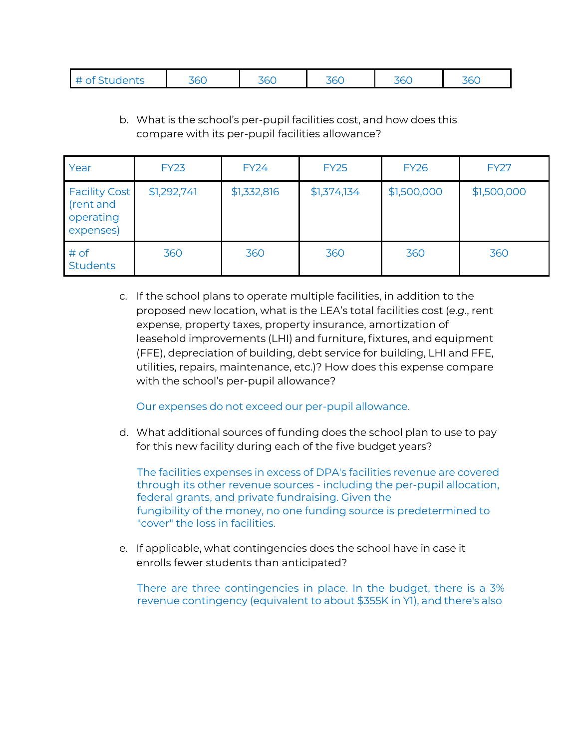| # of Students | 360 | 360 | 360 | 360 | 360 |
|---|---|---|---|---|---|

b. What is the school's per-pupil facilities cost, and how does this compare with its per-pupil facilities allowance?

| Year | FY23 | FY24 | FY25 | FY26 | FY27 |
|---|---|---|---|---|---|
| Facility Cost (rent and operating expenses) | $1,292,741 | $1,332,816 | $1,374,134 | $1,500,000 | $1,500,000 |
| # of Students | 360 | 360 | 360 | 360 | 360 |

c. If the school plans to operate multiple facilities, in addition to the proposed new location, what is the LEA's total facilities cost (*e.g.*, rent expense, property taxes, property insurance, amortization of leasehold improvements (LHI) and furniture, fixtures, and equipment (FFE), depreciation of building, debt service for building, LHI and FFE, utilities, repairs, maintenance, etc.)? How does this expense compare with the school's per-pupil allowance?

Our expenses do not exceed our per-pupil allowance.

d. What additional sources of funding does the school plan to use to pay for this new facility during each of the five budget years?

The facilities expenses in excess of DPA's facilities revenue are covered through its other revenue sources - including the per-pupil allocation, federal grants, and private fundraising. Given the fungibility of the money, no one funding source is predetermined to "cover" the loss in facilities.

e. If applicable, what contingencies does the school have in case it enrolls fewer students than anticipated?

There are three contingencies in place. In the budget, there is a 3% revenue contingency (equivalent to about $355K in Y1), and there's also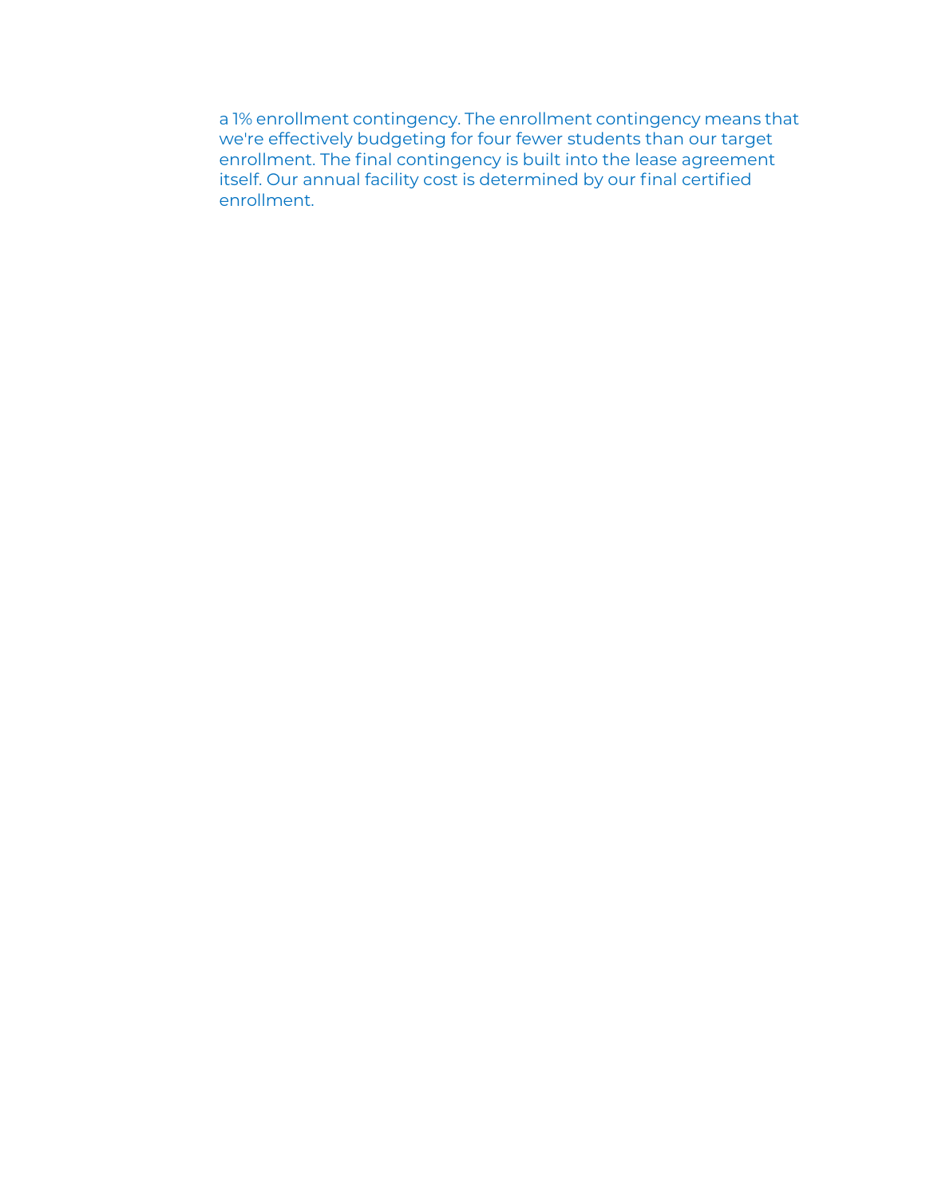a 1% enrollment contingency. The enrollment contingency means that we're effectively budgeting for four fewer students than our target enrollment. The final contingency is built into the lease agreement itself. Our annual facility cost is determined by our final certified enrollment.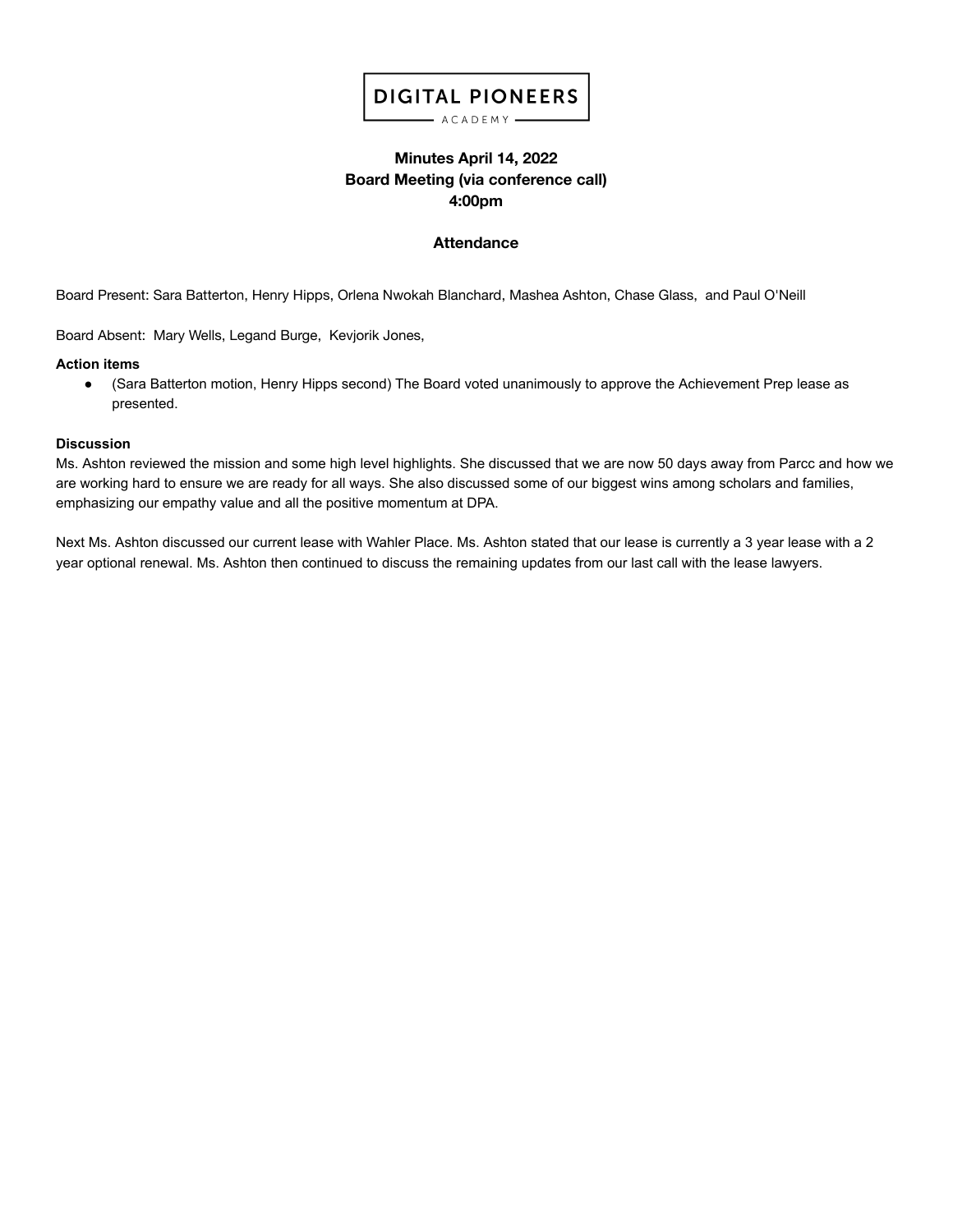DIGITAL PIONEERS ACADEMY

# Minutes April 14, 2022
## Board Meeting (via conference call)
## 4:00pm

### Attendance

Board Present: Sara Batterton, Henry Hipps, Orlena Nwokah Blanchard, Mashea Ashton, Chase Glass, and Paul O'Neill

Board Absent: Mary Wells, Legand Burge, Kevjorik Jones,

**Action items**

- (Sara Batterton motion, Henry Hipps second) The Board voted unanimously to approve the Achievement Prep lease as presented.

**Discussion**

Ms. Ashton reviewed the mission and some high level highlights. She discussed that we are now 50 days away from Parcc and how we are working hard to ensure we are ready for all ways. She also discussed some of our biggest wins among scholars and families, emphasizing our empathy value and all the positive momentum at DPA.

Next Ms. Ashton discussed our current lease with Wahler Place. Ms. Ashton stated that our lease is currently a 3 year lease with a 2 year optional renewal. Ms. Ashton then continued to discuss the remaining updates from our last call with the lease lawyers.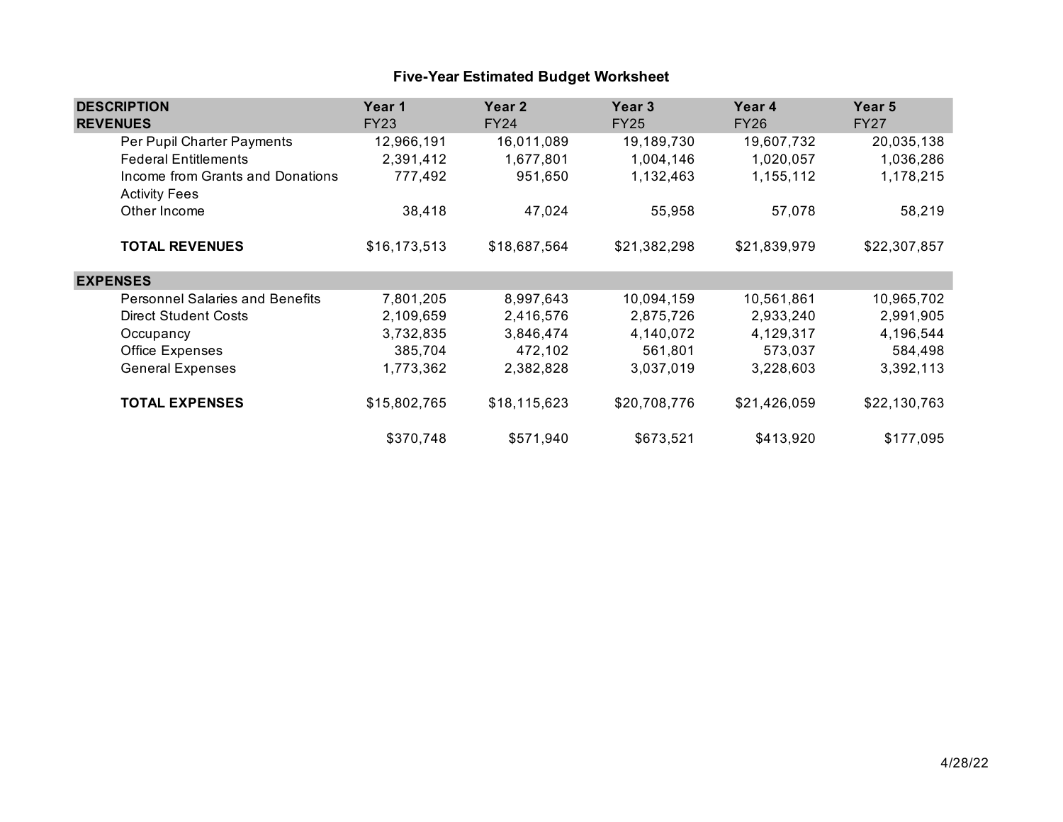## Five-Year Estimated Budget Worksheet

| DESCRIPTION | Year 1 | Year 2 | Year 3 | Year 4 | Year 5 |
|---|---|---|---|---|---|
| **REVENUES** | FY23 | FY24 | FY25 | FY26 | FY27 |
| Per Pupil Charter Payments | 12,966,191 | 16,011,089 | 19,189,730 | 19,607,732 | 20,035,138 |
| Federal Entitlements | 2,391,412 | 1,677,801 | 1,004,146 | 1,020,057 | 1,036,286 |
| Income from Grants and Donations | 777,492 | 951,650 | 1,132,463 | 1,155,112 | 1,178,215 |
| Activity Fees | | | | | |
| Other Income | 38,418 | 47,024 | 55,958 | 57,078 | 58,219 |
| **TOTAL REVENUES** | $16,173,513 | $18,687,564 | $21,382,298 | $21,839,979 | $22,307,857 |
| **EXPENSES** | | | | | |
| Personnel Salaries and Benefits | 7,801,205 | 8,997,643 | 10,094,159 | 10,561,861 | 10,965,702 |
| Direct Student Costs | 2,109,659 | 2,416,576 | 2,875,726 | 2,933,240 | 2,991,905 |
| Occupancy | 3,732,835 | 3,846,474 | 4,140,072 | 4,129,317 | 4,196,544 |
| Office Expenses | 385,704 | 472,102 | 561,801 | 573,037 | 584,498 |
| General Expenses | 1,773,362 | 2,382,828 | 3,037,019 | 3,228,603 | 3,392,113 |
| **TOTAL EXPENSES** | $15,802,765 | $18,115,623 | $20,708,776 | $21,426,059 | $22,130,763 |
| | $370,748 | $571,940 | $673,521 | $413,920 | $177,095 |

4/28/22